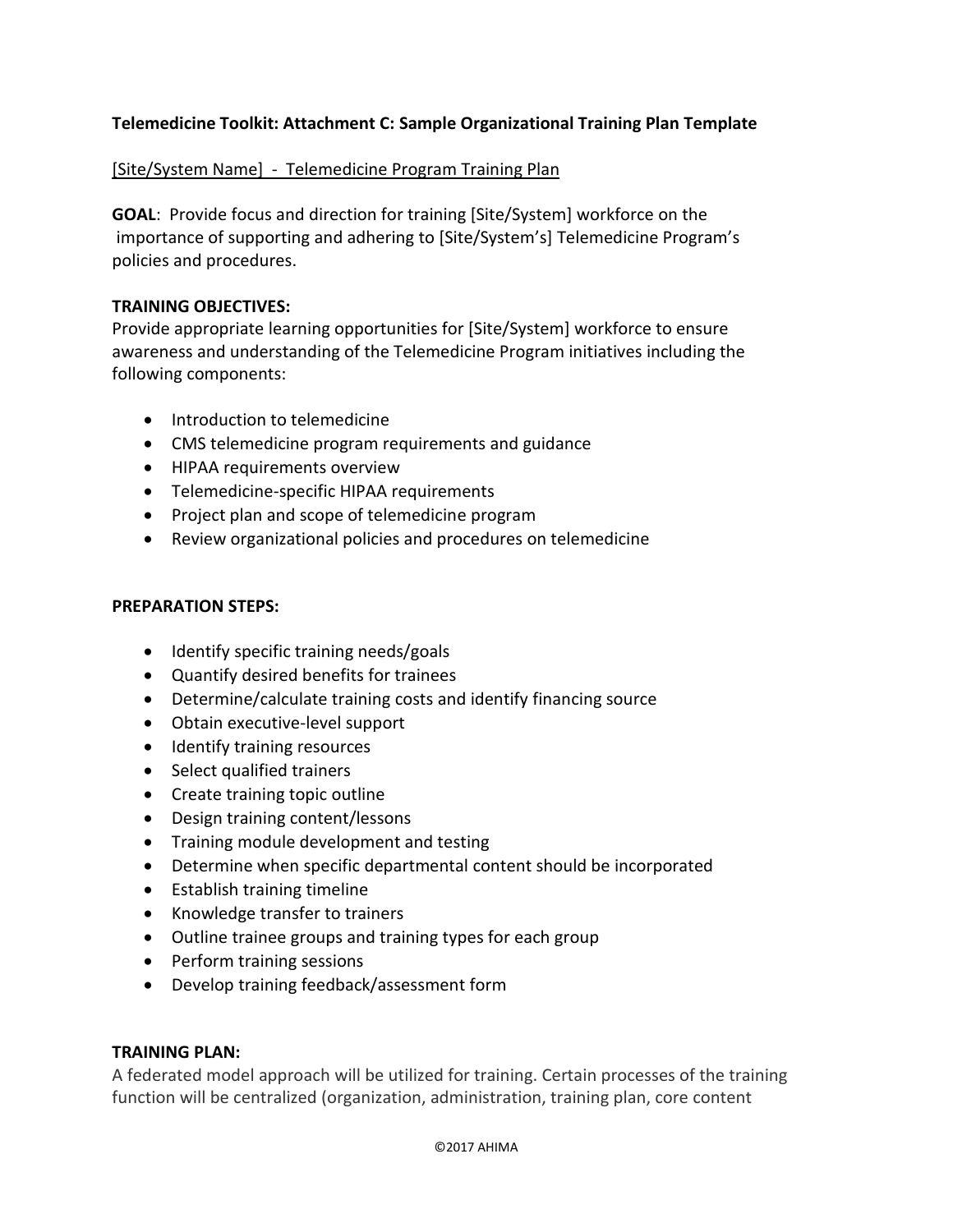**Telemedicine Toolkit: Attachment C: Sample Organizational Training Plan Template**

[Site/System Name] - Telemedicine Program Training Plan

**GOAL**: Provide focus and direction for training [Site/System] workforce on the importance of supporting and adhering to [Site/System's] Telemedicine Program's policies and procedures.

**TRAINING OBJECTIVES:**

Provide appropriate learning opportunities for [Site/System] workforce to ensure awareness and understanding of the Telemedicine Program initiatives including the following components:

- Introduction to telemedicine
- CMS telemedicine program requirements and guidance
- HIPAA requirements overview
- Telemedicine-specific HIPAA requirements
- Project plan and scope of telemedicine program
- Review organizational policies and procedures on telemedicine

**PREPARATION STEPS:**

- Identify specific training needs/goals
- Quantify desired benefits for trainees
- Determine/calculate training costs and identify financing source
- Obtain executive-level support
- Identify training resources
- Select qualified trainers
- Create training topic outline
- Design training content/lessons
- Training module development and testing
- Determine when specific departmental content should be incorporated
- Establish training timeline
- Knowledge transfer to trainers
- Outline trainee groups and training types for each group
- Perform training sessions
- Develop training feedback/assessment form

**TRAINING PLAN:**

A federated model approach will be utilized for training. Certain processes of the training function will be centralized (organization, administration, training plan, core content

©2017 AHIMA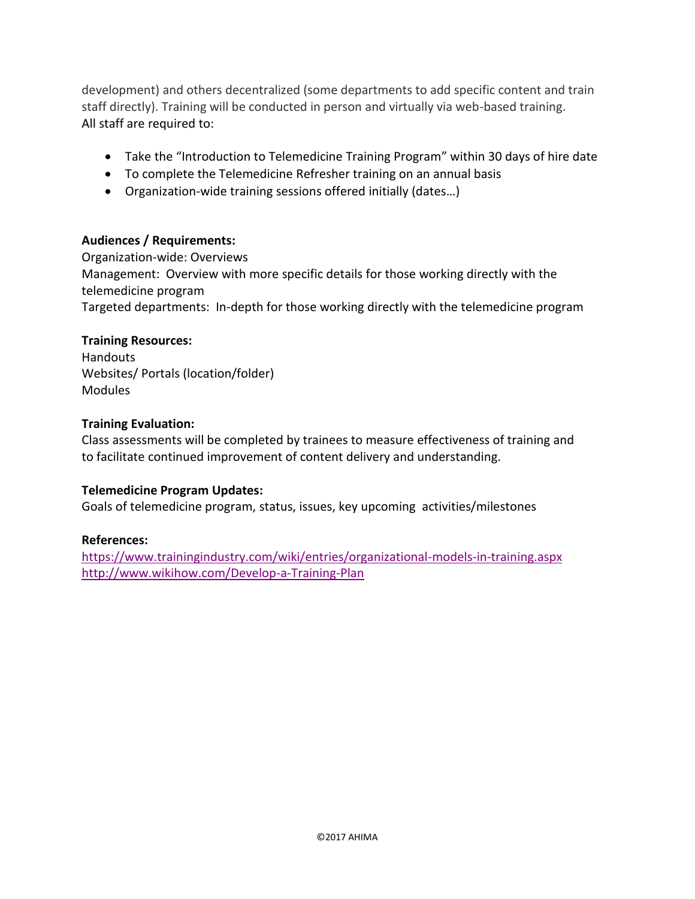development) and others decentralized (some departments to add specific content and train staff directly). Training will be conducted in person and virtually via web-based training.
All staff are required to:

- Take the "Introduction to Telemedicine Training Program" within 30 days of hire date
- To complete the Telemedicine Refresher training on an annual basis
- Organization-wide training sessions offered initially (dates…)

**Audiences / Requirements:**
Organization-wide: Overviews
Management: Overview with more specific details for those working directly with the telemedicine program
Targeted departments: In-depth for those working directly with the telemedicine program

**Training Resources:**
Handouts
Websites/ Portals (location/folder)
Modules

**Training Evaluation:**
Class assessments will be completed by trainees to measure effectiveness of training and to facilitate continued improvement of content delivery and understanding.

**Telemedicine Program Updates:**
Goals of telemedicine program, status, issues, key upcoming activities/milestones

**References:**
https://www.trainingindustry.com/wiki/entries/organizational-models-in-training.aspx
http://www.wikihow.com/Develop-a-Training-Plan

©2017 AHIMA